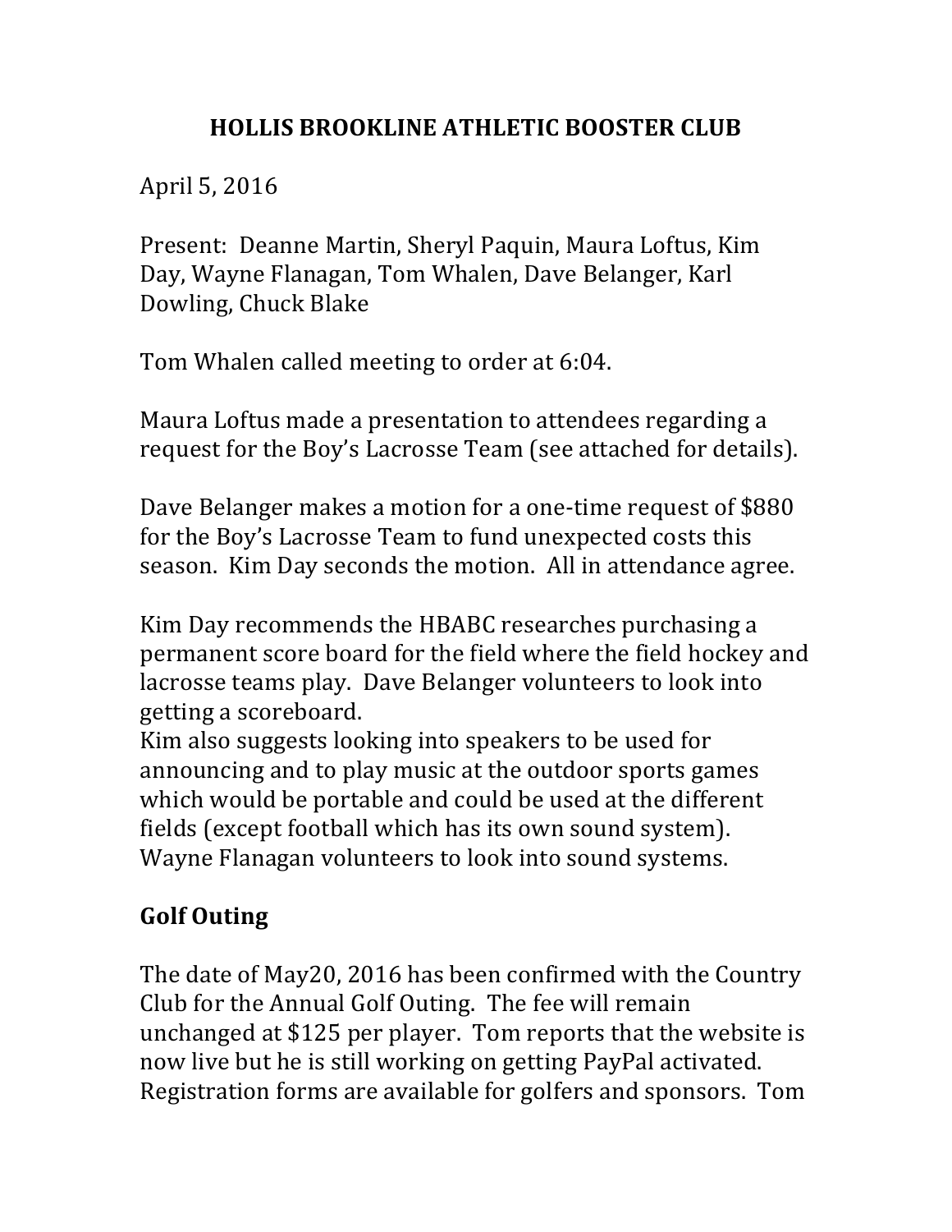# HOLLIS BROOKLINE ATHLETIC BOOSTER CLUB

April 5, 2016

Present: Deanne Martin, Sheryl Paquin, Maura Loftus, Kim Day, Wayne Flanagan, Tom Whalen, Dave Belanger, Karl Dowling, Chuck Blake

Tom Whalen called meeting to order at 6:04.

Maura Loftus made a presentation to attendees regarding a request for the Boy's Lacrosse Team (see attached for details).

Dave Belanger makes a motion for a one-time request of $880 for the Boy's Lacrosse Team to fund unexpected costs this season. Kim Day seconds the motion. All in attendance agree.

Kim Day recommends the HBABC researches purchasing a permanent score board for the field where the field hockey and lacrosse teams play. Dave Belanger volunteers to look into getting a scoreboard.
Kim also suggests looking into speakers to be used for announcing and to play music at the outdoor sports games which would be portable and could be used at the different fields (except football which has its own sound system). Wayne Flanagan volunteers to look into sound systems.

## Golf Outing

The date of May20, 2016 has been confirmed with the Country Club for the Annual Golf Outing. The fee will remain unchanged at $125 per player. Tom reports that the website is now live but he is still working on getting PayPal activated. Registration forms are available for golfers and sponsors. Tom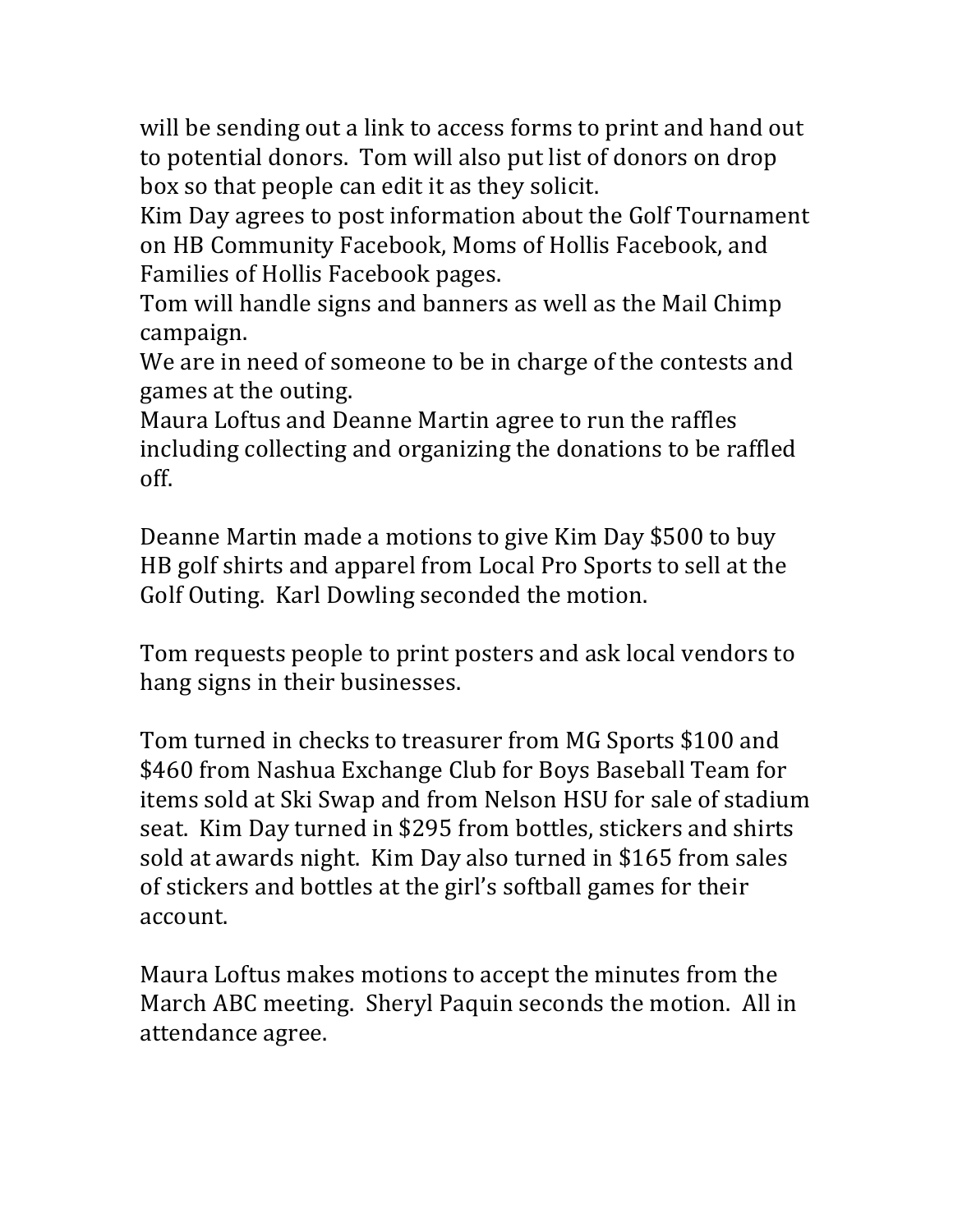will be sending out a link to access forms to print and hand out to potential donors. Tom will also put list of donors on drop box so that people can edit it as they solicit.
Kim Day agrees to post information about the Golf Tournament on HB Community Facebook, Moms of Hollis Facebook, and Families of Hollis Facebook pages.
Tom will handle signs and banners as well as the Mail Chimp campaign.
We are in need of someone to be in charge of the contests and games at the outing.
Maura Loftus and Deanne Martin agree to run the raffles including collecting and organizing the donations to be raffled off.

Deanne Martin made a motions to give Kim Day $500 to buy HB golf shirts and apparel from Local Pro Sports to sell at the Golf Outing. Karl Dowling seconded the motion.

Tom requests people to print posters and ask local vendors to hang signs in their businesses.

Tom turned in checks to treasurer from MG Sports $100 and $460 from Nashua Exchange Club for Boys Baseball Team for items sold at Ski Swap and from Nelson HSU for sale of stadium seat. Kim Day turned in $295 from bottles, stickers and shirts sold at awards night. Kim Day also turned in $165 from sales of stickers and bottles at the girl's softball games for their account.

Maura Loftus makes motions to accept the minutes from the March ABC meeting. Sheryl Paquin seconds the motion. All in attendance agree.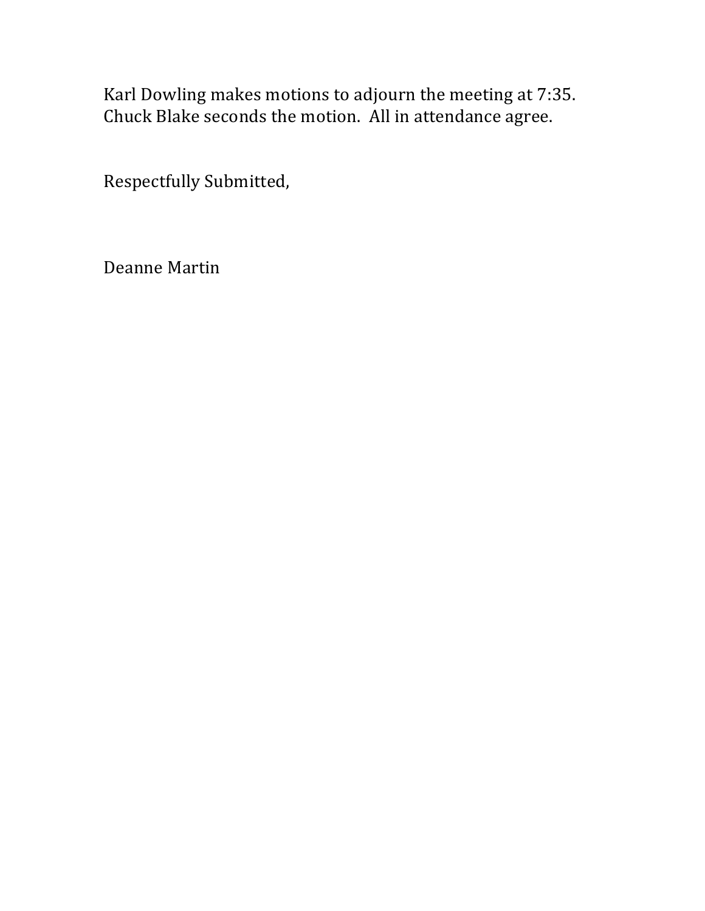Karl Dowling makes motions to adjourn the meeting at 7:35. Chuck Blake seconds the motion. All in attendance agree.

Respectfully Submitted,

Deanne Martin